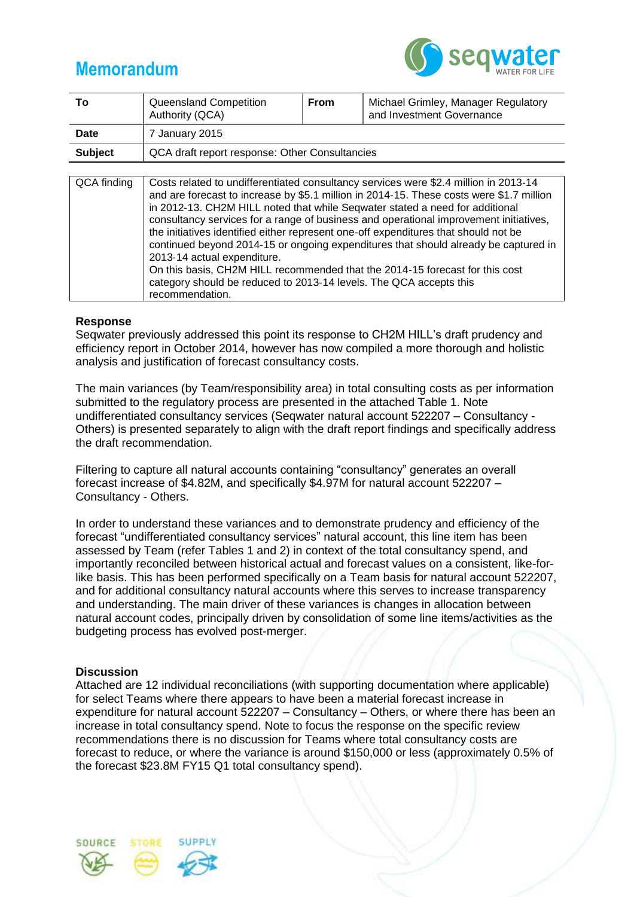# Memorandum

| To | Queensland Competition Authority (QCA) | From | Michael Grimley, Manager Regulatory and Investment Governance |
|---|---|---|---|
| Date | 7 January 2015 | | |
| Subject | QCA draft report response: Other Consultancies | | |

| QCA finding | Costs related to undifferentiated consultancy services were $2.4 million in 2013-14 and are forecast to increase by $5.1 million in 2014-15. These costs were $1.7 million in 2012-13. CH2M HILL noted that while Seqwater stated a need for additional consultancy services for a range of business and operational improvement initiatives, the initiatives identified either represent one-off expenditures that should not be continued beyond 2014-15 or ongoing expenditures that should already be captured in 2013-14 actual expenditure. On this basis, CH2M HILL recommended that the 2014-15 forecast for this cost category should be reduced to 2013-14 levels. The QCA accepts this recommendation. |
|---|---|

**Response**

Seqwater previously addressed this point its response to CH2M HILL's draft prudency and efficiency report in October 2014, however has now compiled a more thorough and holistic analysis and justification of forecast consultancy costs.

The main variances (by Team/responsibility area) in total consulting costs as per information submitted to the regulatory process are presented in the attached Table 1. Note undifferentiated consultancy services (Seqwater natural account 522207 – Consultancy - Others) is presented separately to align with the draft report findings and specifically address the draft recommendation.

Filtering to capture all natural accounts containing "consultancy" generates an overall forecast increase of $4.82M, and specifically $4.97M for natural account 522207 – Consultancy - Others.

In order to understand these variances and to demonstrate prudency and efficiency of the forecast "undifferentiated consultancy services" natural account, this line item has been assessed by Team (refer Tables 1 and 2) in context of the total consultancy spend, and importantly reconciled between historical actual and forecast values on a consistent, like-for-like basis. This has been performed specifically on a Team basis for natural account 522207, and for additional consultancy natural accounts where this serves to increase transparency and understanding. The main driver of these variances is changes in allocation between natural account codes, principally driven by consolidation of some line items/activities as the budgeting process has evolved post-merger.

**Discussion**

Attached are 12 individual reconciliations (with supporting documentation where applicable) for select Teams where there appears to have been a material forecast increase in expenditure for natural account 522207 – Consultancy – Others, or where there has been an increase in total consultancy spend. Note to focus the response on the specific review recommendations there is no discussion for Teams where total consultancy costs are forecast to reduce, or where the variance is around $150,000 or less (approximately 0.5% of the forecast $23.8M FY15 Q1 total consultancy spend).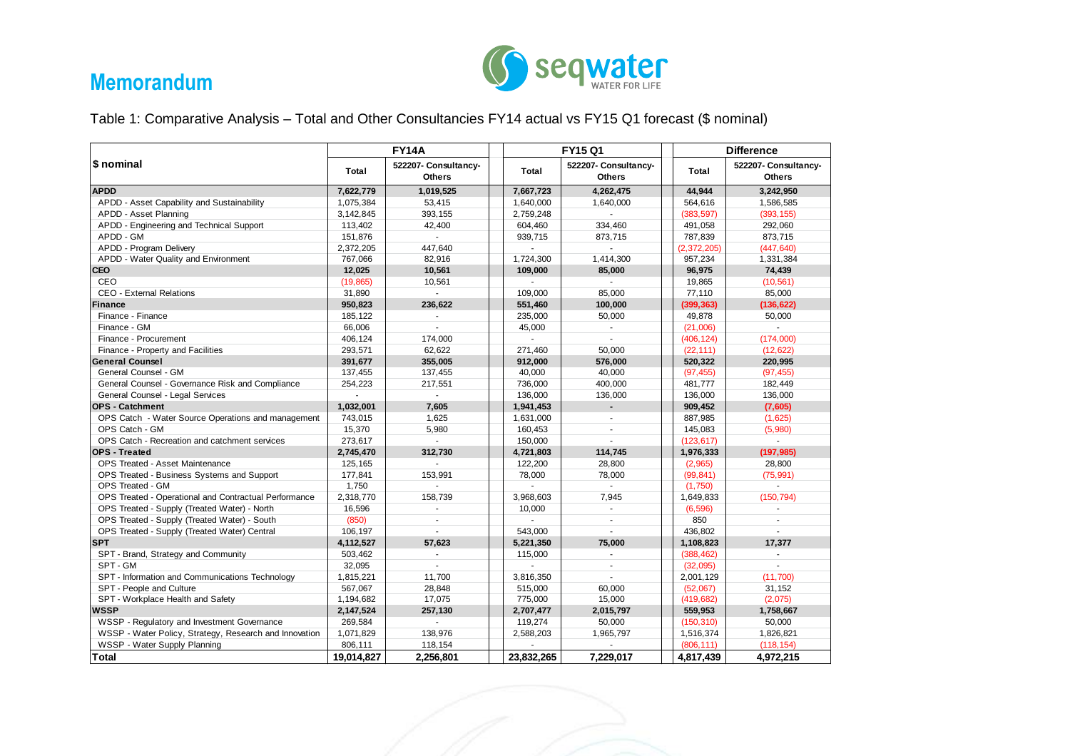# Memorandum

Table 1: Comparative Analysis – Total and Other Consultancies FY14 actual vs FY15 Q1 forecast ($ nominal)

| $ nominal | FY14A | | FY15 Q1 | | Difference | |
|---|---|---|---|---|---|---|
| | Total | 522207- Consultancy-Others | Total | 522207- Consultancy-Others | Total | 522207- Consultancy-Others |
| **APDD** | **7,622,779** | **1,019,525** | **7,667,723** | **4,262,475** | **44,944** | **3,242,950** |
| APDD - Asset Capability and Sustainability | 1,075,384 | 53,415 | 1,640,000 | 1,640,000 | 564,616 | 1,586,585 |
| APDD - Asset Planning | 3,142,845 | 393,155 | 2,759,248 | - | (383,597) | (393,155) |
| APDD - Engineering and Technical Support | 113,402 | 42,400 | 604,460 | 334,460 | 491,058 | 292,060 |
| APDD - GM | 151,876 | - | 939,715 | 873,715 | 787,839 | 873,715 |
| APDD - Program Delivery | 2,372,205 | 447,640 | - | - | (2,372,205) | (447,640) |
| APDD - Water Quality and Environment | 767,066 | 82,916 | 1,724,300 | 1,414,300 | 957,234 | 1,331,384 |
| **CEO** | **12,025** | **10,561** | **109,000** | **85,000** | **96,975** | **74,439** |
| CEO | (19,865) | 10,561 | - | - | 19,865 | (10,561) |
| CEO - External Relations | 31,890 | - | 109,000 | 85,000 | 77,110 | 85,000 |
| **Finance** | **950,823** | **236,622** | **551,460** | **100,000** | **(399,363)** | **(136,622)** |
| Finance - Finance | 185,122 | - | 235,000 | 50,000 | 49,878 | 50,000 |
| Finance - GM | 66,006 | - | 45,000 | - | (21,006) | - |
| Finance - Procurement | 406,124 | 174,000 | - | - | (406,124) | (174,000) |
| Finance - Property and Facilities | 293,571 | 62,622 | 271,460 | 50,000 | (22,111) | (12,622) |
| **General Counsel** | **391,677** | **355,005** | **912,000** | **576,000** | **520,322** | **220,995** |
| General Counsel - GM | 137,455 | 137,455 | 40,000 | 40,000 | (97,455) | (97,455) |
| General Counsel - Governance Risk and Compliance | 254,223 | 217,551 | 736,000 | 400,000 | 481,777 | 182,449 |
| General Counsel - Legal Services | - | - | 136,000 | 136,000 | 136,000 | 136,000 |
| **OPS - Catchment** | **1,032,001** | **7,605** | **1,941,453** | **-** | **909,452** | **(7,605)** |
| OPS Catch - Water Source Operations and management | 743,015 | 1,625 | 1,631,000 | - | 887,985 | (1,625) |
| OPS Catch - GM | 15,370 | 5,980 | 160,453 | - | 145,083 | (5,980) |
| OPS Catch - Recreation and catchment services | 273,617 | - | 150,000 | - | (123,617) | - |
| **OPS - Treated** | **2,745,470** | **312,730** | **4,721,803** | **114,745** | **1,976,333** | **(197,985)** |
| OPS Treated - Asset Maintenance | 125,165 | - | 122,200 | 28,800 | (2,965) | 28,800 |
| OPS Treated - Business Systems and Support | 177,841 | 153,991 | 78,000 | 78,000 | (99,841) | (75,991) |
| OPS Treated - GM | 1,750 | - | - | - | (1,750) | - |
| OPS Treated - Operational and Contractual Performance | 2,318,770 | 158,739 | 3,968,603 | 7,945 | 1,649,833 | (150,794) |
| OPS Treated - Supply (Treated Water) - North | 16,596 | - | 10,000 | - | (6,596) | - |
| OPS Treated - Supply (Treated Water) - South | (850) | - | - | - | 850 | - |
| OPS Treated - Supply (Treated Water) Central | 106,197 | - | 543,000 | - | 436,802 | - |
| **SPT** | **4,112,527** | **57,623** | **5,221,350** | **75,000** | **1,108,823** | **17,377** |
| SPT - Brand, Strategy and Community | 503,462 | - | 115,000 | - | (388,462) | - |
| SPT - GM | 32,095 | - | - | - | (32,095) | - |
| SPT - Information and Communications Technology | 1,815,221 | 11,700 | 3,816,350 | - | 2,001,129 | (11,700) |
| SPT - People and Culture | 567,067 | 28,848 | 515,000 | 60,000 | (52,067) | 31,152 |
| SPT - Workplace Health and Safety | 1,194,682 | 17,075 | 775,000 | 15,000 | (419,682) | (2,075) |
| **WSSP** | **2,147,524** | **257,130** | **2,707,477** | **2,015,797** | **559,953** | **1,758,667** |
| WSSP - Regulatory and Investment Governance | 269,584 | - | 119,274 | 50,000 | (150,310) | 50,000 |
| WSSP - Water Policy, Strategy, Research and Innovation | 1,071,829 | 138,976 | 2,588,203 | 1,965,797 | 1,516,374 | 1,826,821 |
| WSSP - Water Supply Planning | 806,111 | 118,154 | - | - | (806,111) | (118,154) |
| **Total** | **19,014,827** | **2,256,801** | **23,832,265** | **7,229,017** | **4,817,439** | **4,972,215** |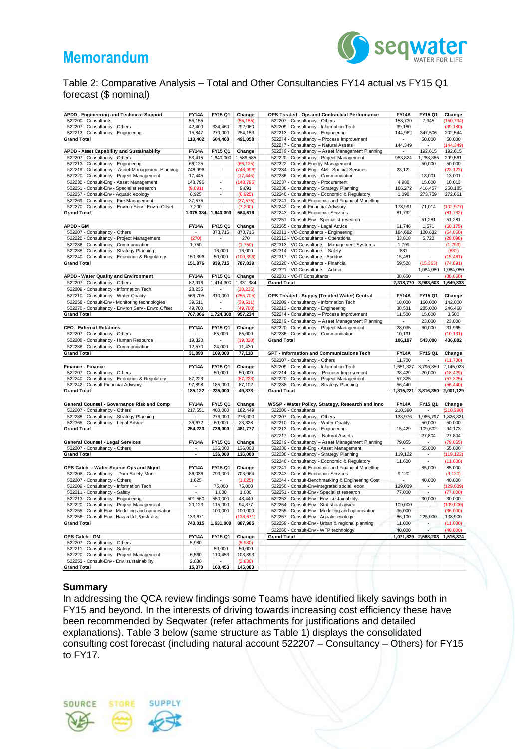# Memorandum

Table 2: Comparative Analysis – Total and Other Consultancies FY14 actual vs FY15 Q1 forecast ($ nominal)

| APDD - Engineering and Technical Support | FY14A | FY15 Q1 | Change |
|---|---|---|---|
| 522200 - Consultants | 55,155 | - | (55,155) |
| 522207 - Consultancy - Others | 42,400 | 334,460 | 292,060 |
| 522213 - Consultancy - Engineering | 15,847 | 270,000 | 254,153 |
| **Grand Total** | **113,402** | **604,460** | **491,058** |

| APDD - Asset Capability and Sustainability | FY14A | FY15 Q1 | Change |
|---|---|---|---|
| 522207 - Consultancy - Others | 53,415 | 1,640,000 | 1,586,585 |
| 522213 - Consultancy - Engineering | 66,125 | - | (66,125) |
| 522219 - Consultancy – Asset Management Planning | 746,996 | - | (746,996) |
| 522220 - Consultancy - Project Management | 17,445 | - | (17,445) |
| 522230 - Consult-Eng - Asset Management | 148,796 | - | (148,796) |
| 522251 - Consult-Env - Specialist research | (9,091) | - | 9,091 |
| 522257 - Consult-Env - Aquatic ecology | 6,925 | - | (6,925) |
| 522269 - Consultancy - Fire Management | 37,575 | - | (37,575) |
| 522270 - Consultancy - Environ Serv - Enviro Offset | 7,200 | - | (7,200) |
| **Grand Total** | **1,075,384** | **1,640,000** | **564,616** |

| APDD - GM | FY14A | FY15 Q1 | Change |
|---|---|---|---|
| 522207 - Consultancy - Others | - | 873,715 | 873,715 |
| 522220 - Consultancy - Project Management | (270) | - | 270 |
| 522236 - Consultancy - Communication | 1,750 | - | (1,750) |
| 522238 - Consultancy - Strategy Planning | - | 16,000 | 16,000 |
| 522240 - Consultancy - Economic & Regulatory | 150,396 | 50,000 | (100,396) |
| **Grand Total** | **151,876** | **939,715** | **787,839** |

| APDD - Water Quality and Environment | FY14A | FY15 Q1 | Change |
|---|---|---|---|
| 522207 - Consultancy - Others | 82,916 | 1,414,300 | 1,331,384 |
| 522209 - Consultancy - Information Tech | 28,235 | - | (28,235) |
| 522210 - Consultancy - Water Quality | 566,705 | 310,000 | (256,705) |
| 522258 - Consult-Env - Monitoring technologies | 39,511 | - | (39,511) |
| 522270 - Consultancy - Environ Serv - Enviro Offset | 49,700 | - | (49,700) |
| **Grand Total** | **767,066** | **1,724,300** | **957,234** |

| CEO - External Relations | FY14A | FY15 Q1 | Change |
|---|---|---|---|
| 522207 - Consultancy - Others | - | 85,000 | 85,000 |
| 522208 - Consultancy - Human Resource | 19,320 | - | (19,320) |
| 522236 - Consultancy - Communication | 12,570 | 24,000 | 11,430 |
| **Grand Total** | **31,890** | **109,000** | **77,110** |

| Finance - Finance | FY14A | FY15 Q1 | Change |
|---|---|---|---|
| 522207 - Consultancy - Others | - | 50,000 | 50,000 |
| 522240 - Consultancy - Economic & Regulatory | 87,223 | - | (87,223) |
| 522242 - Consult-Financial Advisory | 97,898 | 185,000 | 87,102 |
| **Grand Total** | **185,122** | **235,000** | **49,878** |

| General Counsel - Governance Risk and Comp | FY14A | FY15 Q1 | Change |
|---|---|---|---|
| 522207 - Consultancy - Others | 217,551 | 400,000 | 182,449 |
| 522238 - Consultancy - Strategy Planning | - | 276,000 | 276,000 |
| 522365 - Consultancy - Legal Advice | 36,672 | 60,000 | 23,328 |
| **Grand Total** | **254,223** | **736,000** | **481,777** |

| General Counsel - Legal Services | FY14A | FY15 Q1 | Change |
|---|---|---|---|
| 522207 - Consultancy - Others | - | 136,000 | 136,000 |
| **Grand Total** | **-** | **136,000** | **136,000** |

| OPS Catch - Water Source Ops and Mgmt | FY14A | FY15 Q1 | Change |
|---|---|---|---|
| 522206 - Consultancy - Dam Safety Moni | 86,036 | 790,000 | 703,964 |
| 522207 - Consultancy - Others | 1,625 | - | (1,625) |
| 522209 - Consultancy - Information Tech | - | 75,000 | 75,000 |
| 522211 - Consultancy - Safety | - | 1,000 | 1,000 |
| 522213 - Consultancy - Engineering | 501,560 | 550,000 | 48,440 |
| 522220 - Consultancy - Project Management | 20,123 | 115,000 | 94,877 |
| 522255 - Consult-Env - Modelling and optimisation | - | 100,000 | 100,000 |
| 522256 - Consult-Env - Hazard Id. &risk ass | 133,671 | - | (133,671) |
| **Grand Total** | **743,015** | **1,631,000** | **887,985** |

| OPS Catch - GM | FY14A | FY15 Q1 | Change |
|---|---|---|---|
| 522207 - Consultancy - Others | 5,980 | - | (5,980) |
| 522211 - Consultancy - Safety | - | 50,000 | 50,000 |
| 522220 - Consultancy - Project Management | 6,560 | 110,453 | 103,893 |
| 522253 - Consult-Env - Env. sustainability | 2,830 | - | (2,830) |
| **Grand Total** | **15,370** | **160,453** | **145,083** |

| OPS Treated - Ops and Contractual Performance | FY14A | FY15 Q1 | Change |
|---|---|---|---|
| 522207 - Consultancy - Others | 158,739 | 7,945 | (150,794) |
| 522209 - Consultancy - Information Tech | 39,180 | - | (39,180) |
| 522213 - Consultancy - Engineering | 144,962 | 347,506 | 202,544 |
| 522214 - Consultancy – Process Improvement | - | 50,000 | 50,000 |
| 522217 - Consultancy – Natural Assets | 144,349 | - | (144,349) |
| 522219 - Consultancy – Asset Management Planning | - | 192,615 | 192,615 |
| 522220 - Consultancy - Project Management | 983,824 | 1,283,385 | 299,561 |
| 522222 - Consult-Energy Management | - | 50,000 | 50,000 |
| 522234 - Consult-Eng - AM - Special Services | 23,122 | - | (23,122) |
| 522236 - Consultancy - Communication | - | 13,001 | 13,001 |
| 522237 - Consultancy - Procurement | 4,988 | 15,000 | 10,013 |
| 522238 - Consultancy - Strategy Planning | 166,272 | 416,457 | 250,185 |
| 522240 - Consultancy - Economic & Regulatory | 1,098 | 273,759 | 272,661 |
| 522241 - Consult-Economic and Financial Modelling | - | - | - |
| 522242 - Consult-Financial Advisory | 173,991 | 71,014 | (102,977) |
| 522243 - Consult-Economic Services | 81,732 | - | (81,732) |
| 522251 - Consult-Env - Specialist research | - | 51,281 | 51,281 |
| 522365 - Consultancy - Legal Advice | 61,746 | 1,571 | (60,175) |
| 622311 - VC-Consultants - Engineering | 184,682 | 120,632 | (64,050) |
| 622312 - VC-Consultants - Operational | 33,818 | 5,720 | (28,098) |
| 622313 - VC-Consultants - Management Systems | 1,799 | - | (1,799) |
| 622314 - VC-Consultants - Safety | 831 | - | (831) |
| 622317 - VC-Consultants -Auditors | 15,461 | - | (15,461) |
| 622320 - VC-Consultants - Financial | 59,528 | (15,363) | (74,891) |
| 622321 - VC-Consultants - Admin | - | 1,084,080 | 1,084,080 |
| 622331 - VC-IT Consultants | 38,650 | - | (38,650) |
| **Grand Total** | **2,318,770** | **3,968,603** | **1,649,833** |

| OPS Treated - Supply (Treated Water) Central | FY14A | FY15 Q1 | Change |
|---|---|---|---|
| 522209 - Consultancy - Information Tech | 18,000 | 160,000 | 142,000 |
| 522213 - Consultancy - Engineering | 38,531 | 285,000 | 246,468 |
| 522214 - Consultancy – Process Improvement | 11,500 | 15,000 | 3,500 |
| 522219 - Consultancy – Asset Management Planning | - | 23,000 | 23,000 |
| 522220 - Consultancy - Project Management | 28,035 | 60,000 | 31,965 |
| 522236 - Consultancy - Communication | 10,131 | - | (10,131) |
| **Grand Total** | **106,197** | **543,000** | **436,802** |

| SPT - Information and Communications Tech | FY14A | FY15 Q1 | Change |
|---|---|---|---|
| 522207 - Consultancy - Others | 11,700 | - | (11,700) |
| 522209 - Consultancy - Information Tech | 1,651,327 | 3,796,350 | 2,145,023 |
| 522214 - Consultancy – Process Improvement | 38,429 | 20,000 | (18,429) |
| 522220 - Consultancy - Project Management | 57,325 | - | (57,325) |
| 522238 - Consultancy - Strategy Planning | 56,440 | - | (56,440) |
| **Grand Total** | **1,815,221** | **3,816,350** | **2,001,129** |

| WSSP - Water Policy, Strategy, Research and Inno | FY14A | FY15 Q1 | Change |
|---|---|---|---|
| 522200 - Consultants | 210,390 | - | (210,390) |
| 522207 - Consultancy - Others | 138,976 | 1,965,797 | 1,826,821 |
| 522210 - Consultancy - Water Quality | - | 50,000 | 50,000 |
| 522213 - Consultancy - Engineering | 15,429 | 109,602 | 94,173 |
| 522217 - Consultancy – Natural Assets | - | 27,804 | 27,804 |
| 522219 - Consultancy – Asset Management Planning | 79,055 | - | (79,055) |
| 522230 - Consult-Eng - Asset Management | - | 55,000 | 55,000 |
| 522238 - Consultancy - Strategy Planning | 119,122 | - | (119,122) |
| 522240 - Consultancy - Economic & Regulatory | 11,600 | - | (11,600) |
| 522241 - Consult-Economic and Financial Modelling | - | 85,000 | 85,000 |
| 522243 - Consult-Economic Services | 9,120 | - | (9,120) |
| 522244 - Consult-Benchmarking & Engineering Cost | - | 40,000 | 40,000 |
| 522250 - Consult-Env-Integrated social, econ. | 129,039 | - | (129,039) |
| 522251 - Consult-Env - Specialist research | 77,000 | - | (77,000) |
| 522253 - Consult-Env - Env. sustainability | - | 30,000 | 30,000 |
| 522254 - Consult-Env - Statistical advice | 109,000 | - | (109,000) |
| 522255 - Consult-Env - Modelling and optimisation | 36,000 | - | (36,000) |
| 522257 - Consult-Env - Aquatic ecology | 86,100 | 225,000 | 138,900 |
| 522259 - Consult-Env - Urban & regional planning | 11,000 | - | (11,000) |
| 522260 - Consult-Env - WTP technology | 40,000 | - | (40,000) |
| **Grand Total** | **1,071,829** | **2,588,203** | **1,516,374** |

## Summary

In addressing the QCA review findings some Teams have identified likely savings both in FY15 and beyond. In the interests of driving towards increasing cost efficiency these have been recommended by Seqwater (refer attachments for justifications and detailed explanations). Table 3 below (same structure as Table 1) displays the consolidated consulting cost forecast (including natural account 522207 – Consultancy – Others) for FY15 to FY17.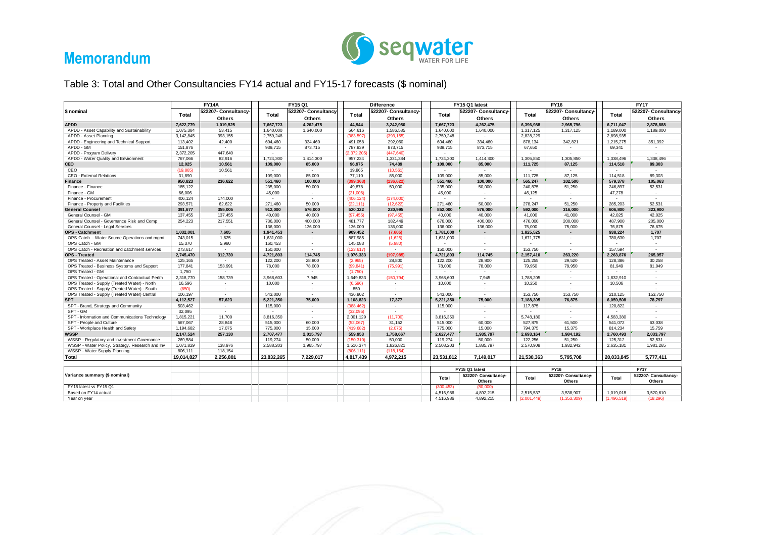# Memorandum

## Table 3: Total and Other Consultancies FY14 actual and FY15-17 forecasts ($ nominal)

| $ nominal | FY14A | | FY15 Q1 | | Difference | | FY15 Q1 latest | | FY16 | | FY17 | |
|---|---|---|---|---|---|---|---|---|---|---|---|---|
| | Total | 522207- Consultancy-Others | Total | 522207- Consultancy-Others | Total | 522207- Consultancy-Others | Total | 522207- Consultancy-Others | Total | 522207- Consultancy-Others | Total | 522207- Consultancy-Others |
| **APDD** | **7,622,779** | **1,019,525** | **7,667,723** | **4,262,475** | **44,944** | **3,242,950** | **7,667,723** | **4,262,475** | **6,396,988** | **2,965,796** | **6,711,047** | **2,878,888** |
| APDD - Asset Capability and Sustainability | 1,075,384 | 53,415 | 1,640,000 | 1,640,000 | 564,616 | 1,586,585 | 1,640,000 | 1,640,000 | 1,317,125 | 1,317,125 | 1,189,000 | 1,189,000 |
| APDD - Asset Planning | 3,142,845 | 393,155 | 2,759,248 | - | (383,597) | (393,155) | 2,759,248 | - | 2,828,229 | - | 2,898,935 | - |
| APDD - Engineering and Technical Support | 113,402 | 42,400 | 604,460 | 334,460 | 491,058 | 292,060 | 604,460 | 334,460 | 878,134 | 342,821 | 1,215,275 | 351,392 |
| APDD - GM | 151,876 | - | 939,715 | 873,715 | 787,839 | 873,715 | 939,715 | 873,715 | 67,650 | - | 69,341 | - |
| APDD - Program Delivery | 2,372,205 | 447,640 | - | - | (2,372,205) | (447,640) | - | - | - | - | - | - |
| APDD - Water Quality and Environment | 767,066 | 82,916 | 1,724,300 | 1,414,300 | 957,234 | 1,331,384 | 1,724,300 | 1,414,300 | 1,305,850 | 1,305,850 | 1,338,496 | 1,338,496 |
| **CEO** | **12,025** | **10,561** | **109,000** | **85,000** | **96,975** | **74,439** | **109,000** | **85,000** | **111,725** | **87,125** | **114,518** | **89,303** |
| CEO | (19,865) | 10,561 | - | - | 19,865 | (10,561) | - | - | - | - | - | - |
| CEO - External Relations | 31,890 | - | 109,000 | 85,000 | 77,110 | 85,000 | 109,000 | 85,000 | 111,725 | 87,125 | 114,518 | 89,303 |
| **Finance** | **950,823** | **236,622** | **551,460** | **100,000** | **(399,363)** | **(136,622)** | **551,460** | **100,000** | **565,247** | **102,500** | **579,378** | **105,063** |
| Finance - Finance | 185,122 | - | 235,000 | 50,000 | 49,878 | 50,000 | 235,000 | 50,000 | 240,875 | 51,250 | 246,897 | 52,531 |
| Finance - GM | 66,006 | - | 45,000 | - | (21,006) | - | 45,000 | - | 46,125 | - | 47,278 | - |
| Finance - Procurement | 406,124 | 174,000 | - | - | (406,124) | (174,000) | - | - | - | - | - | - |
| Finance - Property and Facilities | 293,571 | 62,622 | 271,460 | 50,000 | (22,111) | (12,622) | 271,460 | 50,000 | 278,247 | 51,250 | 285,203 | 52,531 |
| **General Counsel** | **391,677** | **355,005** | **912,000** | **576,000** | **520,322** | **220,995** | **852,000** | **576,000** | **592,000** | **316,000** | **606,800** | **323,900** |
| General Counsel - GM | 137,455 | 137,455 | 40,000 | 40,000 | (97,455) | (97,455) | 40,000 | 40,000 | 41,000 | 41,000 | 42,025 | 42,025 |
| General Counsel - Governance Risk and Comp | 254,223 | 217,551 | 736,000 | 400,000 | 481,777 | 182,449 | 676,000 | 400,000 | 476,000 | 200,000 | 487,900 | 205,000 |
| General Counsel - Legal Services | - | - | 136,000 | 136,000 | 136,000 | 136,000 | 136,000 | 136,000 | 75,000 | 75,000 | 76,875 | 76,875 |
| **OPS - Catchment** | **1,032,001** | **7,605** | **1,941,453** | **-** | **909,452** | **(7,605)** | **1,781,000** | **-** | **1,825,525** | **-** | **938,224** | **1,707** |
| OPS Catch - Water Source Operations and mgmt | 743,015 | 1,625 | 1,631,000 | - | 887,985 | (1,625) | 1,631,000 | - | 1,671,775 | - | 780,630 | 1,707 |
| OPS Catch - GM | 15,370 | 5,980 | 160,453 | - | 145,083 | (5,980) | - | - | - | - | - | - |
| OPS Catch - Recreation and catchment services | 273,617 | - | 150,000 | - | (123,617) | - | 150,000 | - | 153,750 | - | 157,594 | - |
| **OPS - Treated** | **2,745,470** | **312,730** | **4,721,803** | **114,745** | **1,976,333** | **(197,985)** | **4,721,803** | **114,745** | **2,157,410** | **263,220** | **2,263,876** | **265,957** |
| OPS Treated - Asset Maintenance | 125,165 | - | 122,200 | 28,800 | (2,965) | 28,800 | 122,200 | 28,800 | 125,255 | 29,520 | 128,386 | 30,258 |
| OPS Treated - Business Systems and Support | 177,841 | 153,991 | 78,000 | 78,000 | (99,841) | (75,991) | 78,000 | 78,000 | 79,950 | 79,950 | 81,949 | 81,949 |
| OPS Treated - GM | 1,750 | - | - | - | (1,750) | - | - | - | - | - | - | - |
| OPS Treated - Operational and Contractual Perfm | 2,318,770 | 158,739 | 3,968,603 | 7,945 | 1,649,833 | (150,794) | 3,968,603 | 7,945 | 1,788,205 | - | 1,832,910 | - |
| OPS Treated - Supply (Treated Water) - North | 16,596 | - | 10,000 | - | (6,596) | - | 10,000 | - | 10,250 | - | 10,506 | - |
| OPS Treated - Supply (Treated Water) - South | (850) | - | - | - | 850 | - | - | - | - | - | - | - |
| OPS Treated - Supply (Treated Water) Central | 106,197 | - | 543,000 | - | 436,802 | - | 543,000 | - | 153,750 | 153,750 | 210,125 | 153,750 |
| **SPT** | **4,112,527** | **57,623** | **5,221,350** | **75,000** | **1,108,823** | **17,377** | **5,221,350** | **75,000** | **7,188,305** | **76,875** | **6,059,508** | **78,797** |
| SPT - Brand, Strategy and Community | 503,462 | - | 115,000 | - | (388,462) | - | 115,000 | - | 117,875 | - | 120,822 | - |
| SPT - GM | 32,095 | - | - | - | (32,095) | - | - | - | - | - | - | - |
| SPT - Information and Communications Technology | 1,815,221 | 11,700 | 3,816,350 | - | 2,001,129 | (11,700) | 3,816,350 | - | 5,748,180 | - | 4,583,380 | - |
| SPT - People and Culture | 567,067 | 28,848 | 515,000 | 60,000 | (52,067) | 31,152 | 515,000 | 60,000 | 527,875 | 61,500 | 541,072 | 63,038 |
| SPT - Workplace Health and Safety | 1,194,682 | 17,075 | 775,000 | 15,000 | (419,682) | (2,075) | 775,000 | 15,000 | 794,375 | 15,375 | 814,234 | 15,759 |
| **WSSP** | **2,147,524** | **257,130** | **2,707,477** | **2,015,797** | **559,953** | **1,758,667** | **2,627,477** | **1,935,797** | **2,693,164** | **1,984,192** | **2,760,493** | **2,033,797** |
| WSSP - Regulatory and Investment Governance | 269,584 | - | 119,274 | 50,000 | (150,310) | 50,000 | 119,274 | 50,000 | 122,256 | 51,250 | 125,312 | 52,531 |
| WSSP - Water Policy, Strategy, Research and Inv | 1,071,829 | 138,976 | 2,588,203 | 1,965,797 | 1,516,374 | 1,826,821 | 2,508,203 | 1,885,797 | 2,570,908 | 1,932,942 | 2,635,181 | 1,981,265 |
| WSSP - Water Supply Planning | 806,111 | 118,154 | - | - | (806,111) | (118,154) | - | - | - | - | - | - |
| **Total** | **19,014,827** | **2,256,801** | **23,832,265** | **7,229,017** | **4,817,439** | **4,972,215** | **23,531,812** | **7,149,017** | **21,530,363** | **5,795,708** | **20,033,845** | **5,777,411** |

| Variance summary ($ nominal) | FY15 Q1 latest | | FY16 | | FY17 | |
|---|---|---|---|---|---|---|
| | Total | 522207- Consultancy-Others | Total | 522207- Consultancy-Others | Total | 522207- Consultancy-Others |
| FY15 latest vs FY15 Q1 | (300,453) | (80,000) | | | | |
| Based on FY14 actual | 4,516,986 | 4,892,215 | 2,515,537 | 3,538,907 | 1,019,018 | 3,520,610 |
| Year on year | 4,516,986 | 4,892,215 | (2,001,449) | (1,353,309) | (1,496,519) | (18,296) |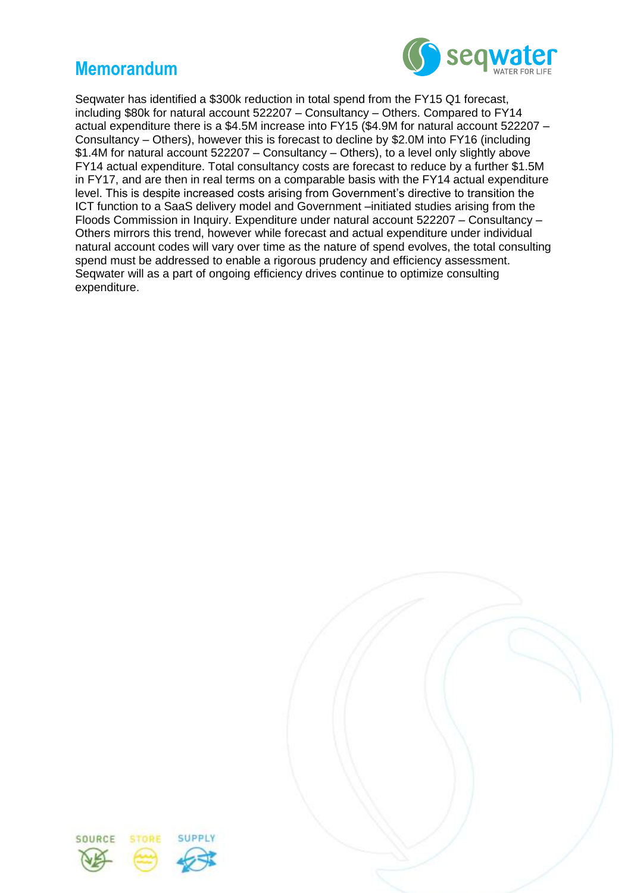# Memorandum

Seqwater has identified a $300k reduction in total spend from the FY15 Q1 forecast, including $80k for natural account 522207 – Consultancy – Others. Compared to FY14 actual expenditure there is a $4.5M increase into FY15 ($4.9M for natural account 522207 – Consultancy – Others), however this is forecast to decline by $2.0M into FY16 (including $1.4M for natural account 522207 – Consultancy – Others), to a level only slightly above FY14 actual expenditure. Total consultancy costs are forecast to reduce by a further $1.5M in FY17, and are then in real terms on a comparable basis with the FY14 actual expenditure level. This is despite increased costs arising from Government's directive to transition the ICT function to a SaaS delivery model and Government –initiated studies arising from the Floods Commission in Inquiry. Expenditure under natural account 522207 – Consultancy – Others mirrors this trend, however while forecast and actual expenditure under individual natural account codes will vary over time as the nature of spend evolves, the total consulting spend must be addressed to enable a rigorous prudency and efficiency assessment. Seqwater will as a part of ongoing efficiency drives continue to optimize consulting expenditure.